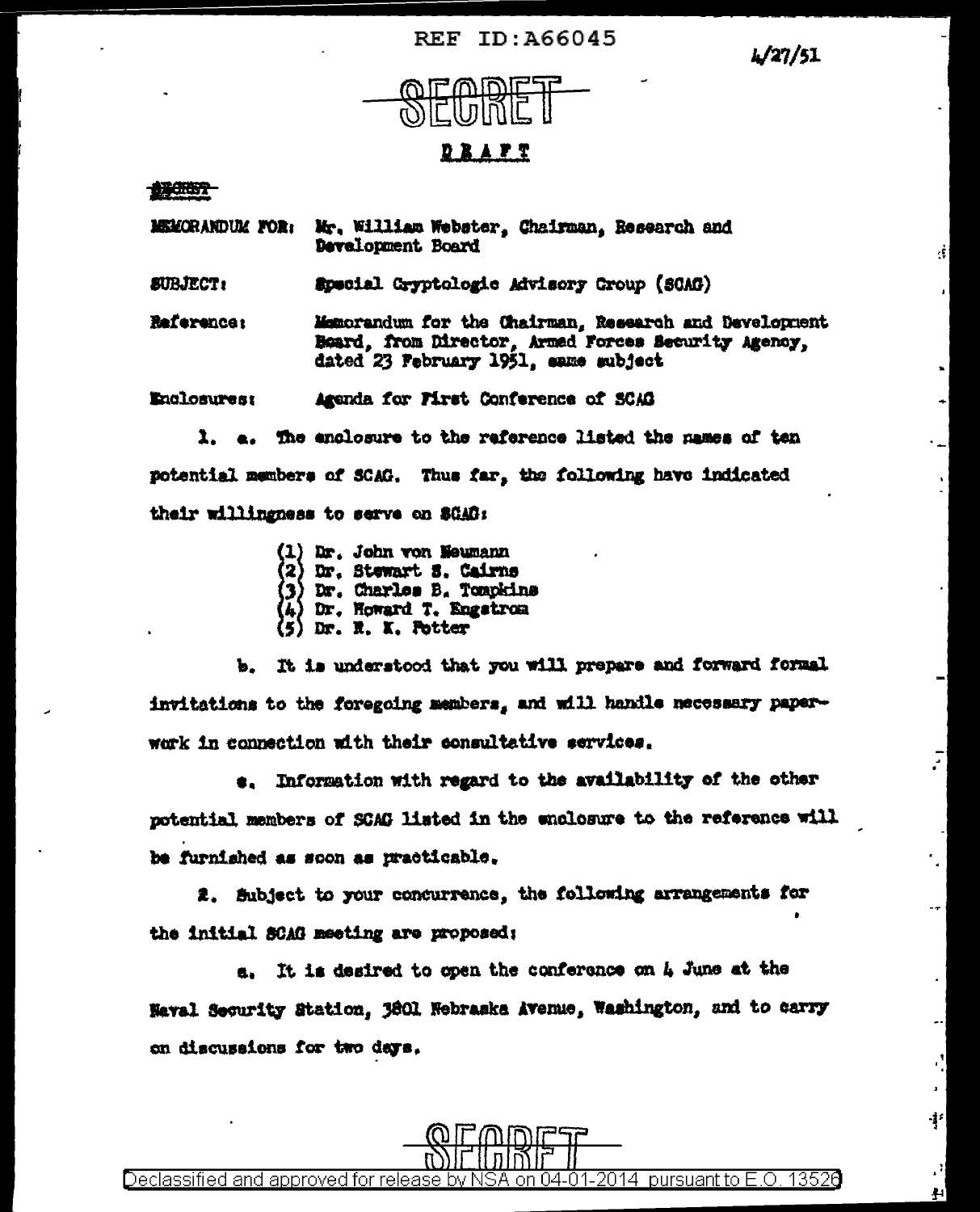REF ID:A66045

4/27/51

SECRET

**DRAFT**

~~SECRET~~

MEMORANDUM FOR: Mr. William Webster, Chairman, Research and Development Board

SUBJECT: Special Cryptologic Advisory Group (SCAG)

Reference: Memorandum for the Chairman, Research and Development Board, from Director, Armed Forces Security Agency, dated 23 February 1951, same subject

Enclosures: Agenda for First Conference of SCAG

1. a. The enclosure to the reference listed the names of ten potential members of SCAG. Thus far, the following have indicated their willingness to serve on SCAG:

(1) Dr. John von Neumann
(2) Dr. Stewart S. Cairns
(3) Dr. Charles B. Tompkins
(4) Dr. Howard T. Engstrom
(5) Dr. R. K. Potter

b. It is understood that you will prepare and forward formal invitations to the foregoing members, and will handle necessary paperwork in connection with their consultative services.

c. Information with regard to the availability of the other potential members of SCAG listed in the enclosure to the reference will be furnished as soon as practicable.

2. Subject to your concurrence, the following arrangements for the initial SCAG meeting are proposed:

a. It is desired to open the conference on 4 June at the Naval Security Station, 3801 Nebraska Avenue, Washington, and to carry on discussions for two days.

SECRET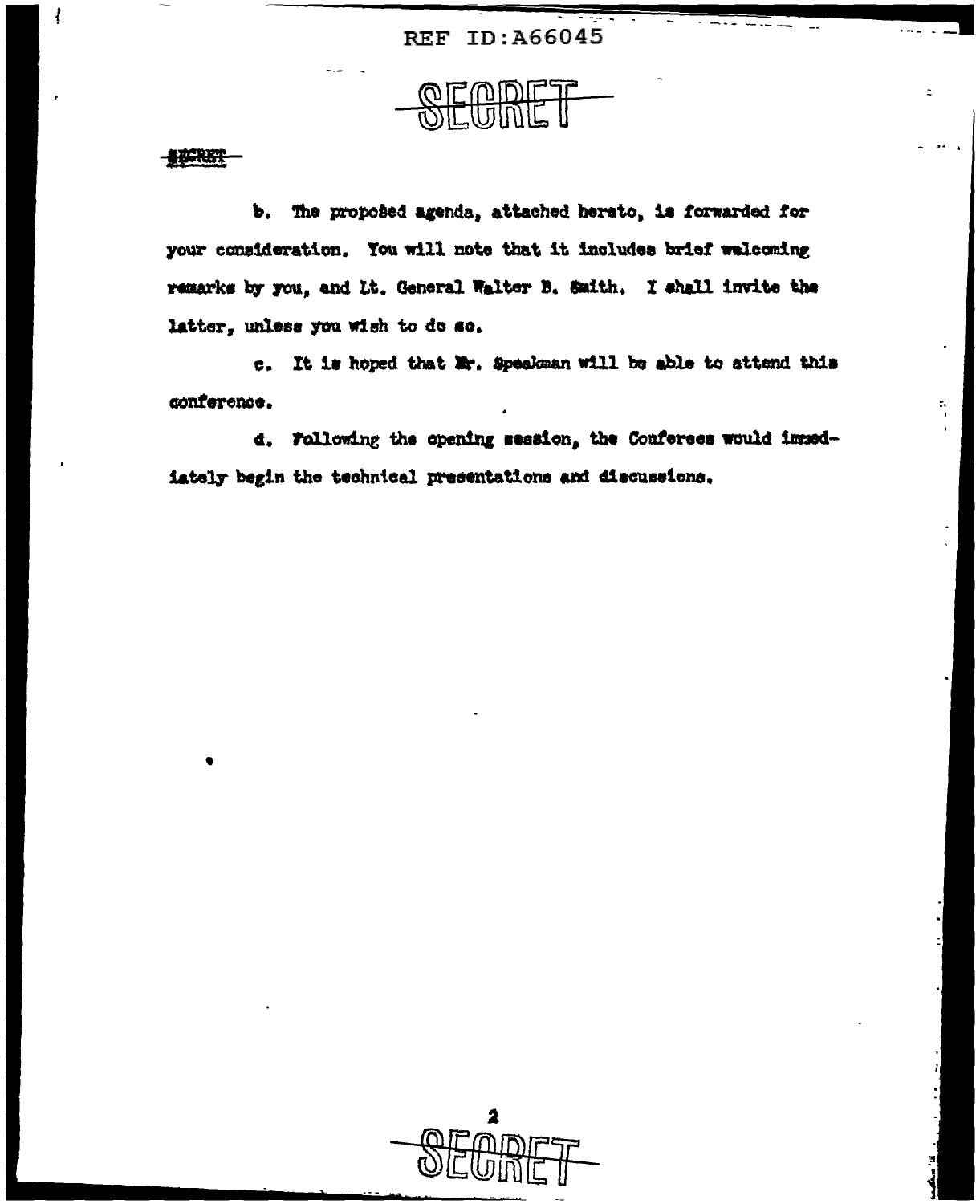b. The proposed agenda, attached hereto, is forwarded for your consideration. You will note that it includes brief welcoming remarks by you, and Lt. General Walter B. Smith. I shall invite the latter, unless you wish to do so.

c. It is hoped that Mr. Speakman will be able to attend this conference.

d. Following the opening session, the Conferees would immediately begin the technical presentations and discussions.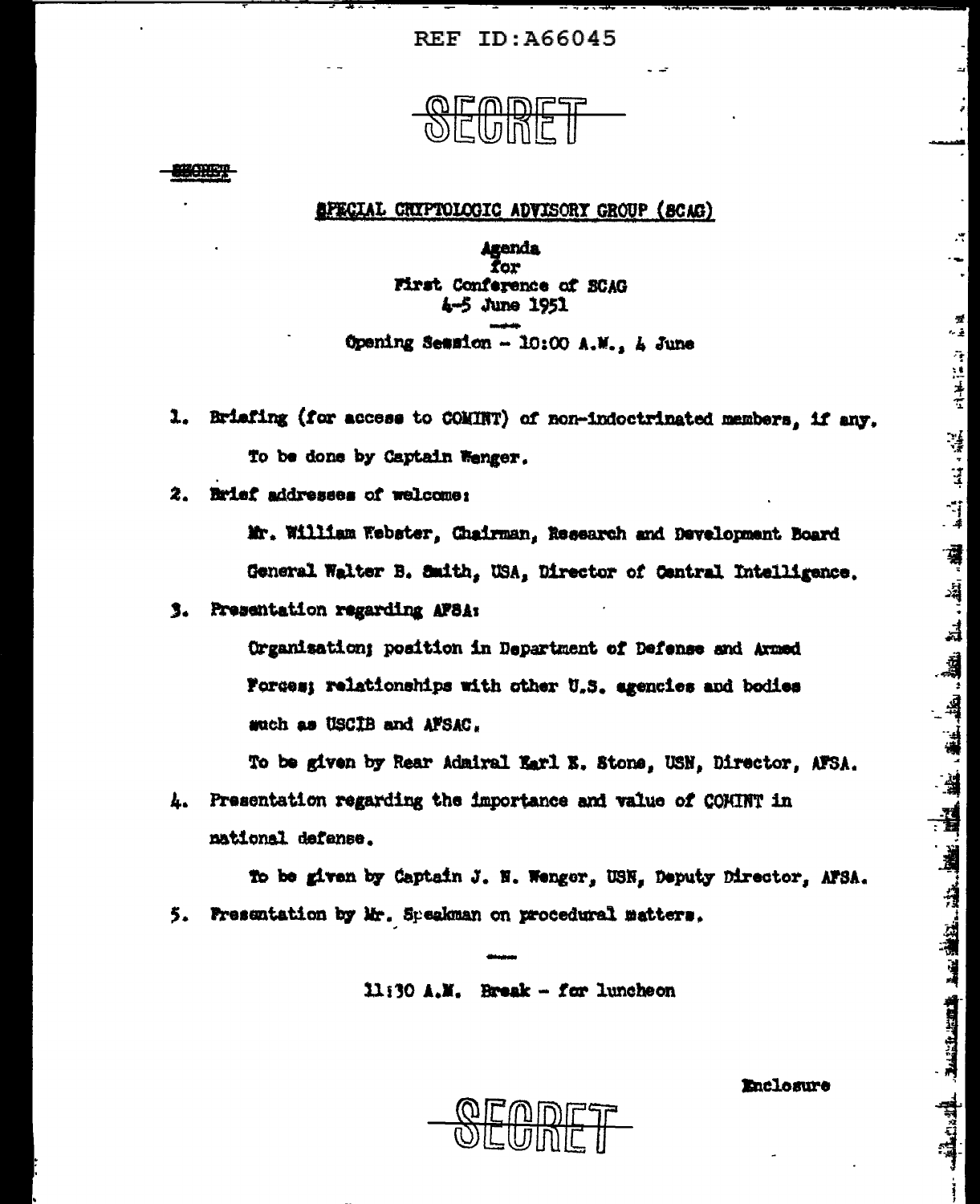REF ID:A66045

SECRET

SECRET

# SPECIAL CRYPTOLOGIC ADVISORY GROUP (SCAG)

Agenda
for
First Conference of SCAG
4-5 June 1951

Opening Session - 10:00 A.M., 4 June

1. Briefing (for access to COMINT) of non-indoctrinated members, if any.

   To be done by Captain Wenger.

2. Brief addresses of welcome:

   Mr. William Webster, Chairman, Research and Development Board

   General Walter B. Smith, USA, Director of Central Intelligence.

3. Presentation regarding AFSA:

   Organization; position in Department of Defense and Armed Forces; relationships with other U.S. agencies and bodies such as USCIB and AFSAC.

   To be given by Rear Admiral Earl E. Stone, USN, Director, AFSA.

4. Presentation regarding the importance and value of COMINT in national defense.

   To be given by Captain J. N. Wenger, USN, Deputy Director, AFSA.

5. Presentation by Mr. Speakman on procedural matters.

11:30 A.M. Break - for luncheon

Enclosure

SECRET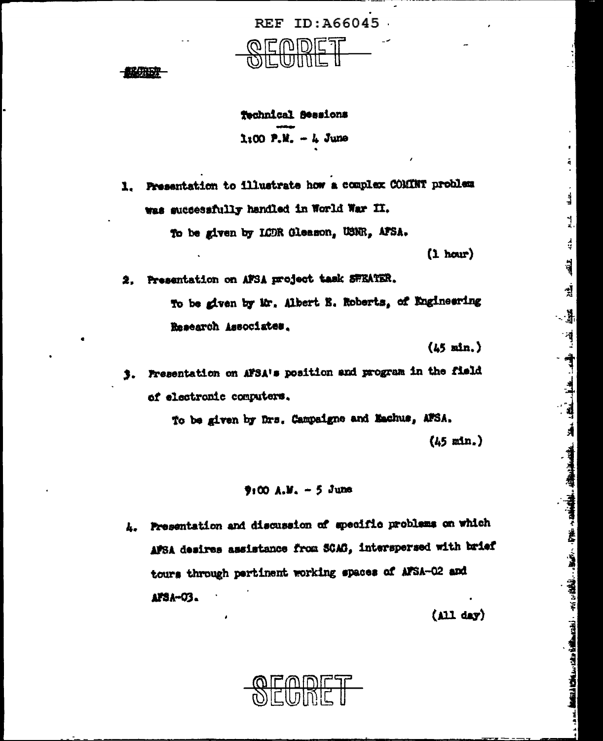REF ID:A66045

SECRET

Technical Sessions

1:00 P.M. - 4 June

1. Presentation to illustrate how a complex COMINT problem was successfully handled in World War II.

   To be given by LCDR Gleason, USNR, AFSA.

   (1 hour)

2. Presentation on AFSA project task SWEATER.

   To be given by Mr. Albert E. Roberts, of Engineering Research Associates.

   (45 min.)

3. Presentation on AFSA's position and program in the field of electronic computers.

   To be given by Drs. Campaigne and Machus, AFSA.

   (45 min.)

9:00 A.M. - 5 June

4. Presentation and discussion of specific problems on which AFSA desires assistance from SCAG, interspersed with brief tours through pertinent working spaces of AFSA-02 and AFSA-03.

   (All day)

SECRET